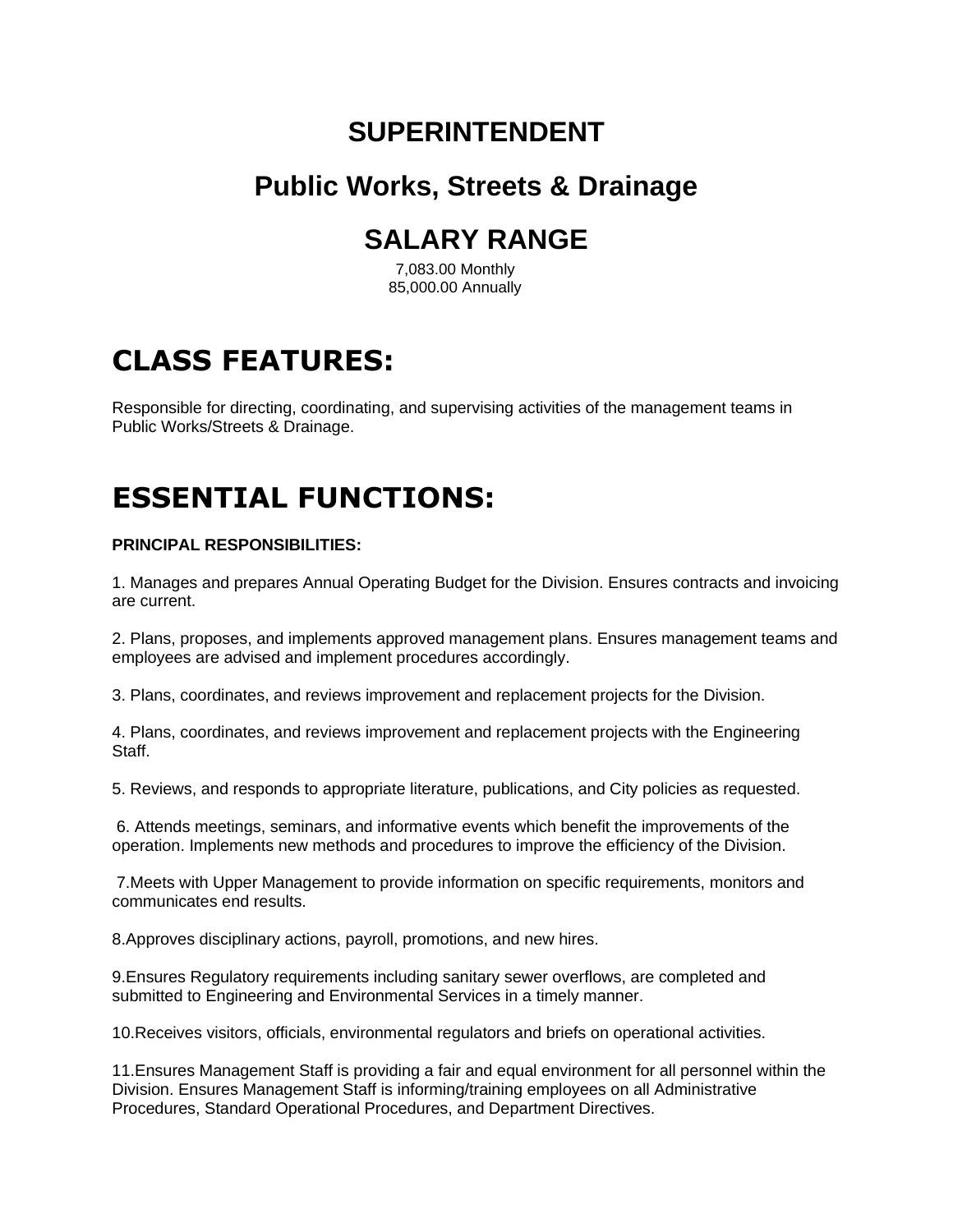# SUPERINTENDENT

## Public Works, Streets & Drainage

## SALARY RANGE

7,083.00 Monthly
85,000.00 Annually

# CLASS FEATURES:

Responsible for directing, coordinating, and supervising activities of the management teams in Public Works/Streets & Drainage.

# ESSENTIAL FUNCTIONS:

**PRINCIPAL RESPONSIBILITIES:**

1. Manages and prepares Annual Operating Budget for the Division. Ensures contracts and invoicing are current.

2. Plans, proposes, and implements approved management plans. Ensures management teams and employees are advised and implement procedures accordingly.

3. Plans, coordinates, and reviews improvement and replacement projects for the Division.

4. Plans, coordinates, and reviews improvement and replacement projects with the Engineering Staff.

5. Reviews, and responds to appropriate literature, publications, and City policies as requested.

6. Attends meetings, seminars, and informative events which benefit the improvements of the operation. Implements new methods and procedures to improve the efficiency of the Division.

7.Meets with Upper Management to provide information on specific requirements, monitors and communicates end results.

8.Approves disciplinary actions, payroll, promotions, and new hires.

9.Ensures Regulatory requirements including sanitary sewer overflows, are completed and submitted to Engineering and Environmental Services in a timely manner.

10.Receives visitors, officials, environmental regulators and briefs on operational activities.

11.Ensures Management Staff is providing a fair and equal environment for all personnel within the Division. Ensures Management Staff is informing/training employees on all Administrative Procedures, Standard Operational Procedures, and Department Directives.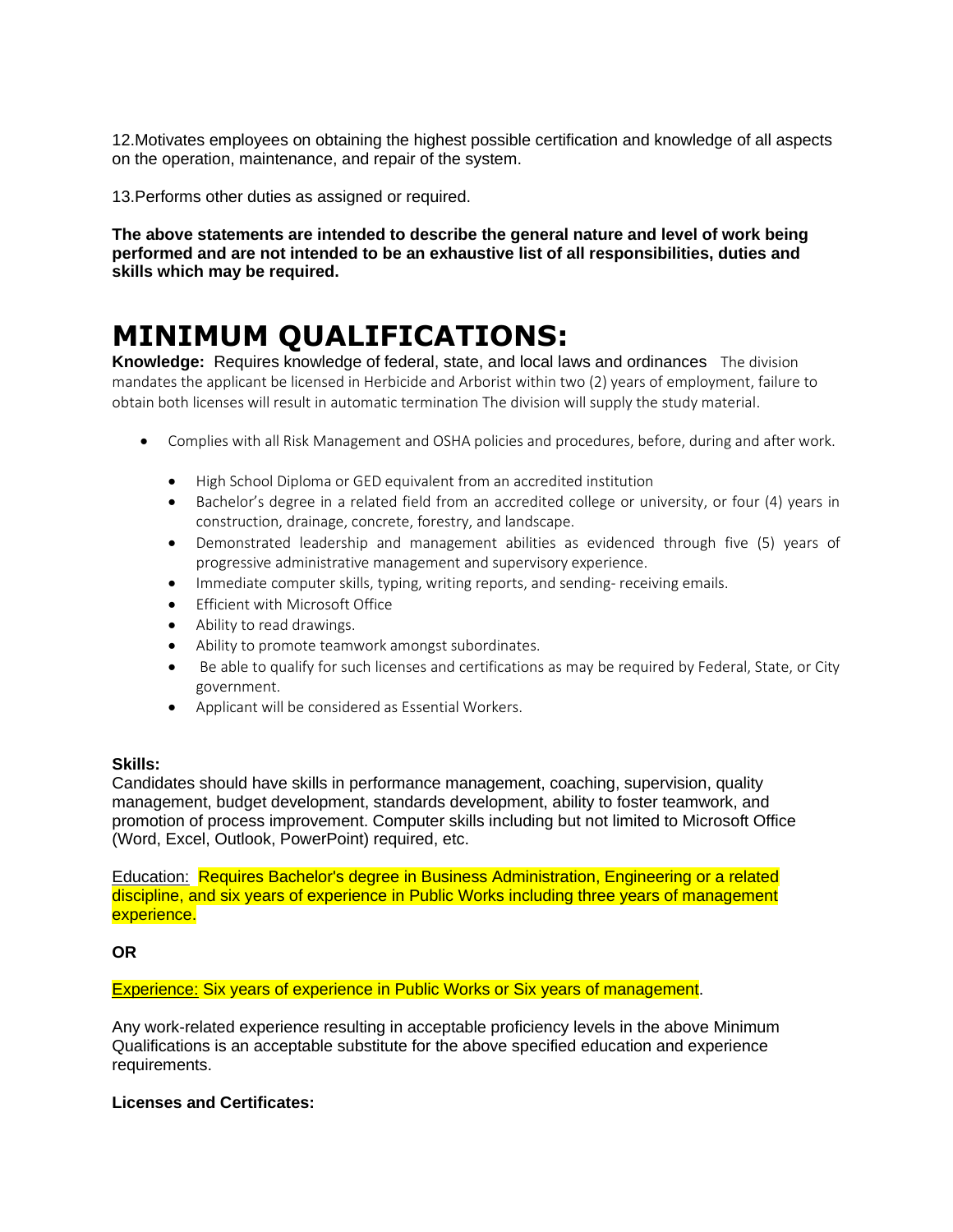12.Motivates employees on obtaining the highest possible certification and knowledge of all aspects on the operation, maintenance, and repair of the system.

13.Performs other duties as assigned or required.

**The above statements are intended to describe the general nature and level of work being performed and are not intended to be an exhaustive list of all responsibilities, duties and skills which may be required.**

# MINIMUM QUALIFICATIONS:

**Knowledge:** Requires knowledge of federal, state, and local laws and ordinances The division mandates the applicant be licensed in Herbicide and Arborist within two (2) years of employment, failure to obtain both licenses will result in automatic termination The division will supply the study material.

- Complies with all Risk Management and OSHA policies and procedures, before, during and after work.
  - High School Diploma or GED equivalent from an accredited institution
  - Bachelor's degree in a related field from an accredited college or university, or four (4) years in construction, drainage, concrete, forestry, and landscape.
  - Demonstrated leadership and management abilities as evidenced through five (5) years of progressive administrative management and supervisory experience.
  - Immediate computer skills, typing, writing reports, and sending- receiving emails.
  - Efficient with Microsoft Office
  - Ability to read drawings.
  - Ability to promote teamwork amongst subordinates.
  - Be able to qualify for such licenses and certifications as may be required by Federal, State, or City government.
  - Applicant will be considered as Essential Workers.

**Skills:**
Candidates should have skills in performance management, coaching, supervision, quality management, budget development, standards development, ability to foster teamwork, and promotion of process improvement. Computer skills including but not limited to Microsoft Office (Word, Excel, Outlook, PowerPoint) required, etc.

Education: Requires Bachelor's degree in Business Administration, Engineering or a related discipline, and six years of experience in Public Works including three years of management experience.

**OR**

Experience: Six years of experience in Public Works or Six years of management.

Any work-related experience resulting in acceptable proficiency levels in the above Minimum Qualifications is an acceptable substitute for the above specified education and experience requirements.

**Licenses and Certificates:**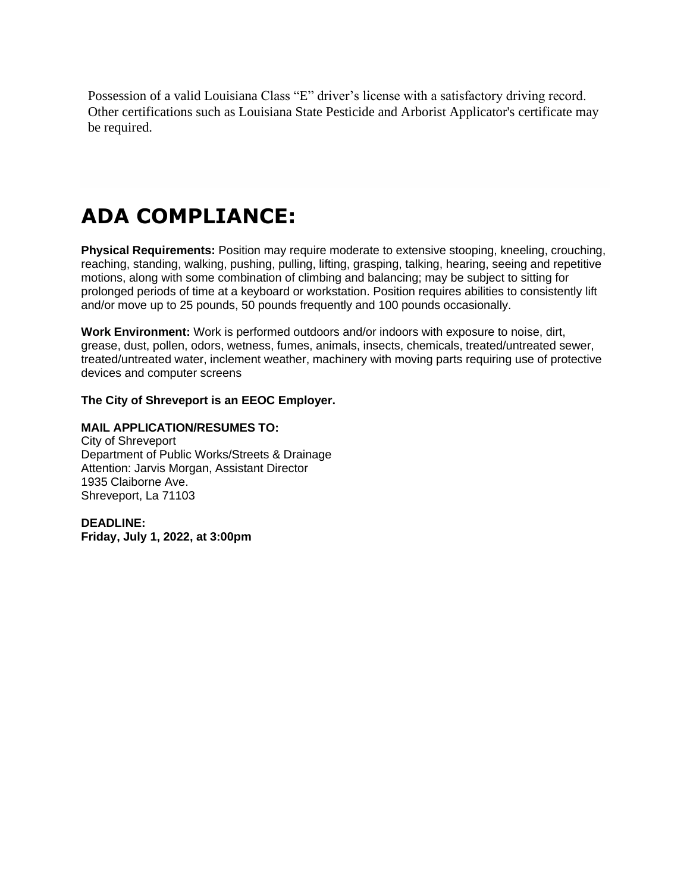Possession of a valid Louisiana Class "E" driver's license with a satisfactory driving record. Other certifications such as Louisiana State Pesticide and Arborist Applicator's certificate may be required.

# ADA COMPLIANCE:

**Physical Requirements:** Position may require moderate to extensive stooping, kneeling, crouching, reaching, standing, walking, pushing, pulling, lifting, grasping, talking, hearing, seeing and repetitive motions, along with some combination of climbing and balancing; may be subject to sitting for prolonged periods of time at a keyboard or workstation. Position requires abilities to consistently lift and/or move up to 25 pounds, 50 pounds frequently and 100 pounds occasionally.

**Work Environment:** Work is performed outdoors and/or indoors with exposure to noise, dirt, grease, dust, pollen, odors, wetness, fumes, animals, insects, chemicals, treated/untreated sewer, treated/untreated water, inclement weather, machinery with moving parts requiring use of protective devices and computer screens

**The City of Shreveport is an EEOC Employer.**

**MAIL APPLICATION/RESUMES TO:**
City of Shreveport
Department of Public Works/Streets & Drainage
Attention: Jarvis Morgan, Assistant Director
1935 Claiborne Ave.
Shreveport, La 71103

**DEADLINE:**
**Friday, July 1, 2022, at 3:00pm**